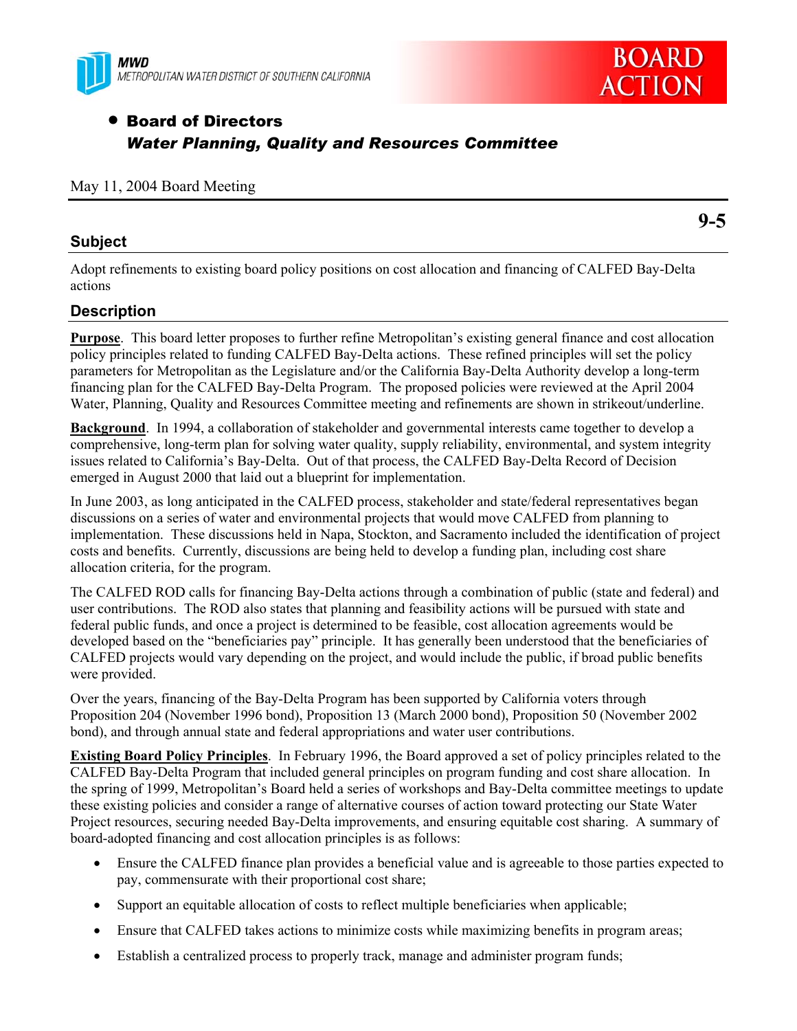MWD
METROPOLITAN WATER DISTRICT OF SOUTHERN CALIFORNIA

**BOARD ACTION**

- **Board of Directors**
  ***Water Planning, Quality and Resources Committee***

May 11, 2004 Board Meeting

**9-5**

## Subject

Adopt refinements to existing board policy positions on cost allocation and financing of CALFED Bay-Delta actions

## Description

**Purpose**. This board letter proposes to further refine Metropolitan's existing general finance and cost allocation policy principles related to funding CALFED Bay-Delta actions. These refined principles will set the policy parameters for Metropolitan as the Legislature and/or the California Bay-Delta Authority develop a long-term financing plan for the CALFED Bay-Delta Program. The proposed policies were reviewed at the April 2004 Water, Planning, Quality and Resources Committee meeting and refinements are shown in strikeout/underline.

**Background**. In 1994, a collaboration of stakeholder and governmental interests came together to develop a comprehensive, long-term plan for solving water quality, supply reliability, environmental, and system integrity issues related to California's Bay-Delta. Out of that process, the CALFED Bay-Delta Record of Decision emerged in August 2000 that laid out a blueprint for implementation.

In June 2003, as long anticipated in the CALFED process, stakeholder and state/federal representatives began discussions on a series of water and environmental projects that would move CALFED from planning to implementation. These discussions held in Napa, Stockton, and Sacramento included the identification of project costs and benefits. Currently, discussions are being held to develop a funding plan, including cost share allocation criteria, for the program.

The CALFED ROD calls for financing Bay-Delta actions through a combination of public (state and federal) and user contributions. The ROD also states that planning and feasibility actions will be pursued with state and federal public funds, and once a project is determined to be feasible, cost allocation agreements would be developed based on the "beneficiaries pay" principle. It has generally been understood that the beneficiaries of CALFED projects would vary depending on the project, and would include the public, if broad public benefits were provided.

Over the years, financing of the Bay-Delta Program has been supported by California voters through Proposition 204 (November 1996 bond), Proposition 13 (March 2000 bond), Proposition 50 (November 2002 bond), and through annual state and federal appropriations and water user contributions.

**Existing Board Policy Principles**. In February 1996, the Board approved a set of policy principles related to the CALFED Bay-Delta Program that included general principles on program funding and cost share allocation. In the spring of 1999, Metropolitan's Board held a series of workshops and Bay-Delta committee meetings to update these existing policies and consider a range of alternative courses of action toward protecting our State Water Project resources, securing needed Bay-Delta improvements, and ensuring equitable cost sharing. A summary of board-adopted financing and cost allocation principles is as follows:

- Ensure the CALFED finance plan provides a beneficial value and is agreeable to those parties expected to pay, commensurate with their proportional cost share;
- Support an equitable allocation of costs to reflect multiple beneficiaries when applicable;
- Ensure that CALFED takes actions to minimize costs while maximizing benefits in program areas;
- Establish a centralized process to properly track, manage and administer program funds;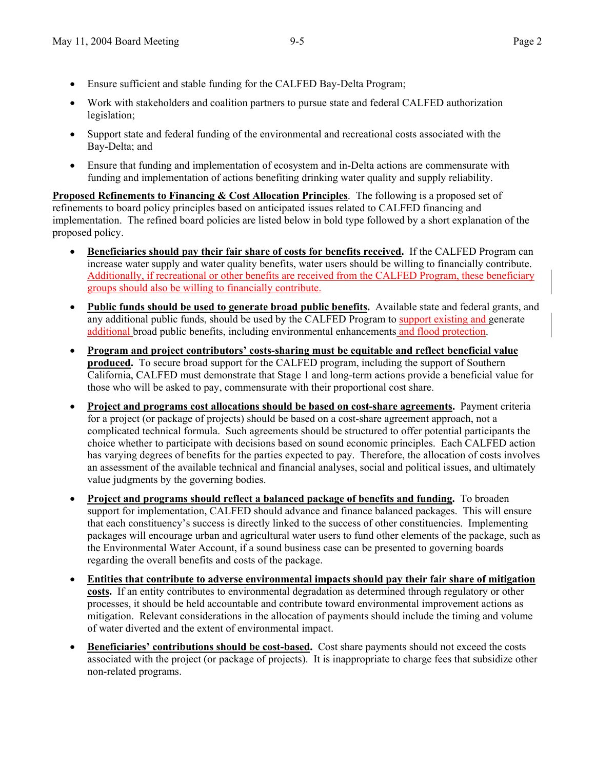- Ensure sufficient and stable funding for the CALFED Bay-Delta Program;
- Work with stakeholders and coalition partners to pursue state and federal CALFED authorization legislation;
- Support state and federal funding of the environmental and recreational costs associated with the Bay-Delta; and
- Ensure that funding and implementation of ecosystem and in-Delta actions are commensurate with funding and implementation of actions benefiting drinking water quality and supply reliability.

**Proposed Refinements to Financing & Cost Allocation Principles**. The following is a proposed set of refinements to board policy principles based on anticipated issues related to CALFED financing and implementation. The refined board policies are listed below in bold type followed by a short explanation of the proposed policy.

- **Beneficiaries should pay their fair share of costs for benefits received.** If the CALFED Program can increase water supply and water quality benefits, water users should be willing to financially contribute. Additionally, if recreational or other benefits are received from the CALFED Program, these beneficiary groups should also be willing to financially contribute.
- **Public funds should be used to generate broad public benefits.** Available state and federal grants, and any additional public funds, should be used by the CALFED Program to support existing and generate additional broad public benefits, including environmental enhancements and flood protection.
- **Program and project contributors' costs-sharing must be equitable and reflect beneficial value produced.** To secure broad support for the CALFED program, including the support of Southern California, CALFED must demonstrate that Stage 1 and long-term actions provide a beneficial value for those who will be asked to pay, commensurate with their proportional cost share.
- **Project and programs cost allocations should be based on cost-share agreements.** Payment criteria for a project (or package of projects) should be based on a cost-share agreement approach, not a complicated technical formula. Such agreements should be structured to offer potential participants the choice whether to participate with decisions based on sound economic principles. Each CALFED action has varying degrees of benefits for the parties expected to pay. Therefore, the allocation of costs involves an assessment of the available technical and financial analyses, social and political issues, and ultimately value judgments by the governing bodies.
- **Project and programs should reflect a balanced package of benefits and funding.** To broaden support for implementation, CALFED should advance and finance balanced packages. This will ensure that each constituency's success is directly linked to the success of other constituencies. Implementing packages will encourage urban and agricultural water users to fund other elements of the package, such as the Environmental Water Account, if a sound business case can be presented to governing boards regarding the overall benefits and costs of the package.
- **Entities that contribute to adverse environmental impacts should pay their fair share of mitigation costs.** If an entity contributes to environmental degradation as determined through regulatory or other processes, it should be held accountable and contribute toward environmental improvement actions as mitigation. Relevant considerations in the allocation of payments should include the timing and volume of water diverted and the extent of environmental impact.
- **Beneficiaries' contributions should be cost-based.** Cost share payments should not exceed the costs associated with the project (or package of projects). It is inappropriate to charge fees that subsidize other non-related programs.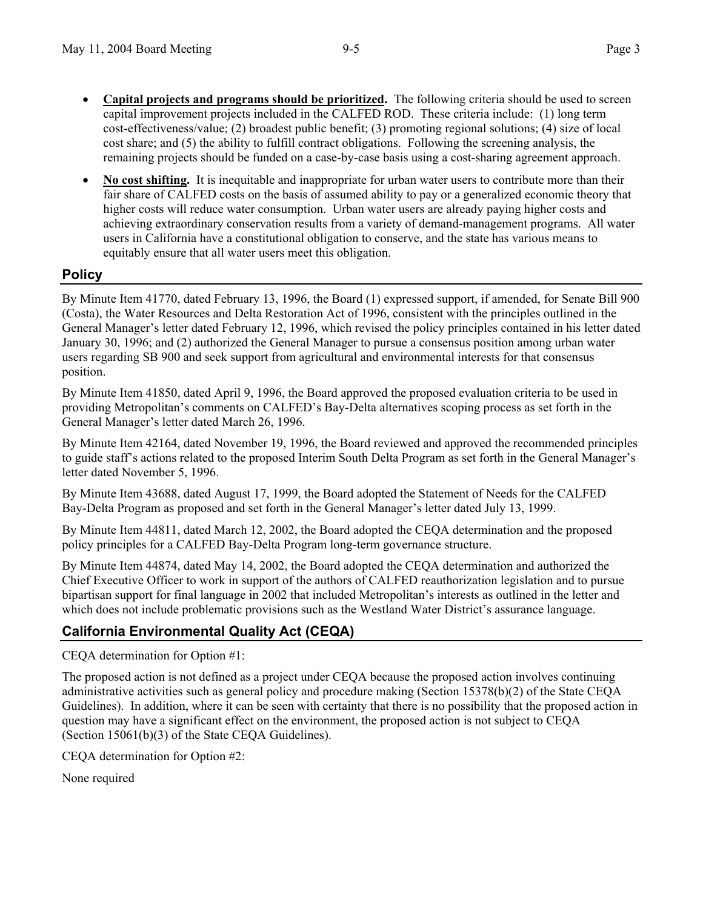- **Capital projects and programs should be prioritized.** The following criteria should be used to screen capital improvement projects included in the CALFED ROD. These criteria include: (1) long term cost-effectiveness/value; (2) broadest public benefit; (3) promoting regional solutions; (4) size of local cost share; and (5) the ability to fulfill contract obligations. Following the screening analysis, the remaining projects should be funded on a case-by-case basis using a cost-sharing agreement approach.
- **No cost shifting.** It is inequitable and inappropriate for urban water users to contribute more than their fair share of CALFED costs on the basis of assumed ability to pay or a generalized economic theory that higher costs will reduce water consumption. Urban water users are already paying higher costs and achieving extraordinary conservation results from a variety of demand-management programs. All water users in California have a constitutional obligation to conserve, and the state has various means to equitably ensure that all water users meet this obligation.

## Policy

By Minute Item 41770, dated February 13, 1996, the Board (1) expressed support, if amended, for Senate Bill 900 (Costa), the Water Resources and Delta Restoration Act of 1996, consistent with the principles outlined in the General Manager's letter dated February 12, 1996, which revised the policy principles contained in his letter dated January 30, 1996; and (2) authorized the General Manager to pursue a consensus position among urban water users regarding SB 900 and seek support from agricultural and environmental interests for that consensus position.

By Minute Item 41850, dated April 9, 1996, the Board approved the proposed evaluation criteria to be used in providing Metropolitan's comments on CALFED's Bay-Delta alternatives scoping process as set forth in the General Manager's letter dated March 26, 1996.

By Minute Item 42164, dated November 19, 1996, the Board reviewed and approved the recommended principles to guide staff's actions related to the proposed Interim South Delta Program as set forth in the General Manager's letter dated November 5, 1996.

By Minute Item 43688, dated August 17, 1999, the Board adopted the Statement of Needs for the CALFED Bay-Delta Program as proposed and set forth in the General Manager's letter dated July 13, 1999.

By Minute Item 44811, dated March 12, 2002, the Board adopted the CEQA determination and the proposed policy principles for a CALFED Bay-Delta Program long-term governance structure.

By Minute Item 44874, dated May 14, 2002, the Board adopted the CEQA determination and authorized the Chief Executive Officer to work in support of the authors of CALFED reauthorization legislation and to pursue bipartisan support for final language in 2002 that included Metropolitan's interests as outlined in the letter and which does not include problematic provisions such as the Westland Water District's assurance language.

## California Environmental Quality Act (CEQA)

CEQA determination for Option #1:

The proposed action is not defined as a project under CEQA because the proposed action involves continuing administrative activities such as general policy and procedure making (Section 15378(b)(2) of the State CEQA Guidelines). In addition, where it can be seen with certainty that there is no possibility that the proposed action in question may have a significant effect on the environment, the proposed action is not subject to CEQA (Section 15061(b)(3) of the State CEQA Guidelines).

CEQA determination for Option #2:

None required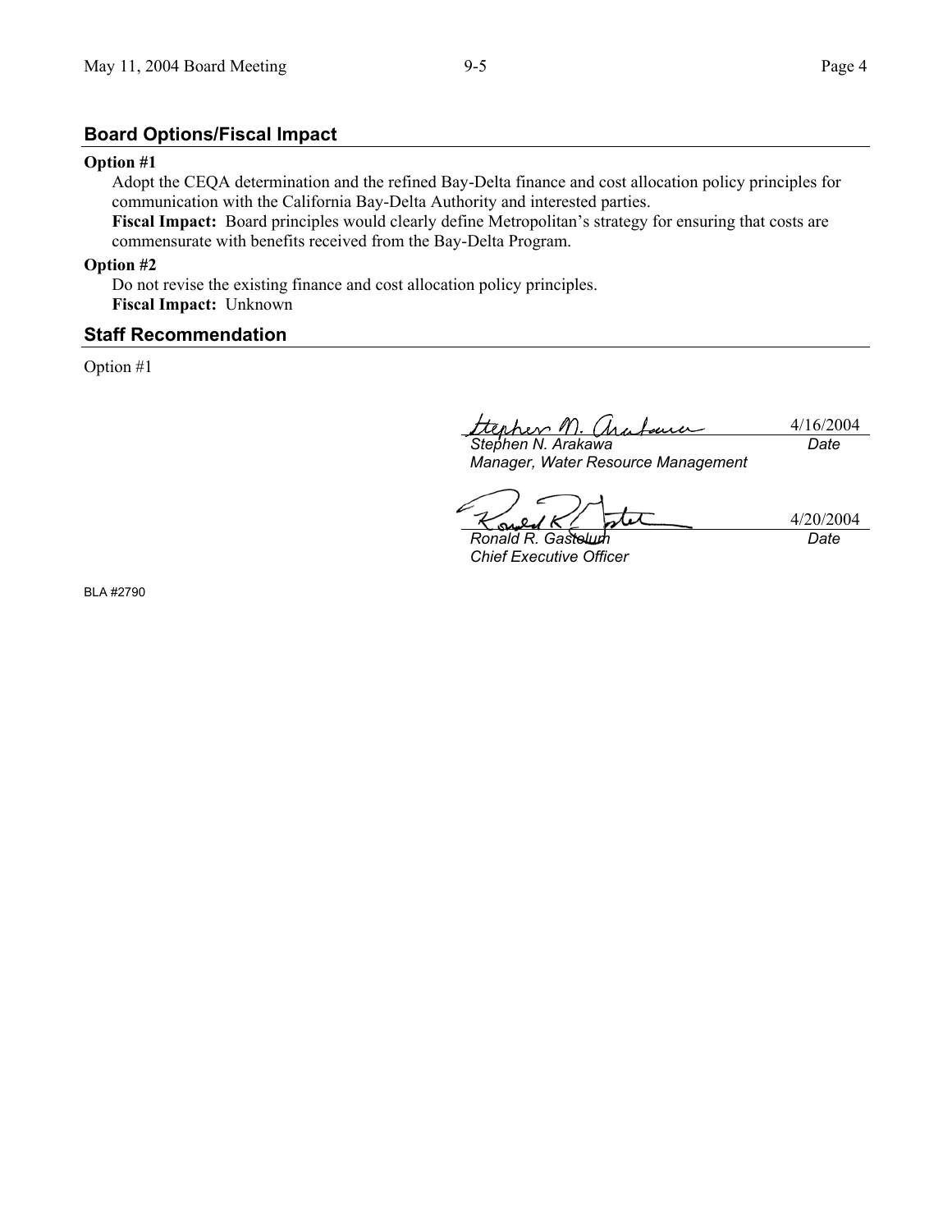## Board Options/Fiscal Impact

**Option #1**

Adopt the CEQA determination and the refined Bay-Delta finance and cost allocation policy principles for communication with the California Bay-Delta Authority and interested parties.

**Fiscal Impact:** Board principles would clearly define Metropolitan's strategy for ensuring that costs are commensurate with benefits received from the Bay-Delta Program.

**Option #2**

Do not revise the existing finance and cost allocation policy principles.

**Fiscal Impact:** Unknown

## Staff Recommendation

Option #1

| | |
|---|---|
| *Stephen N. Arakawa*<br>*Manager, Water Resource Management* | 4/16/2004<br>*Date* |
| *Ronald R. Gastelum*<br>*Chief Executive Officer* | 4/20/2004<br>*Date* |

BLA #2790